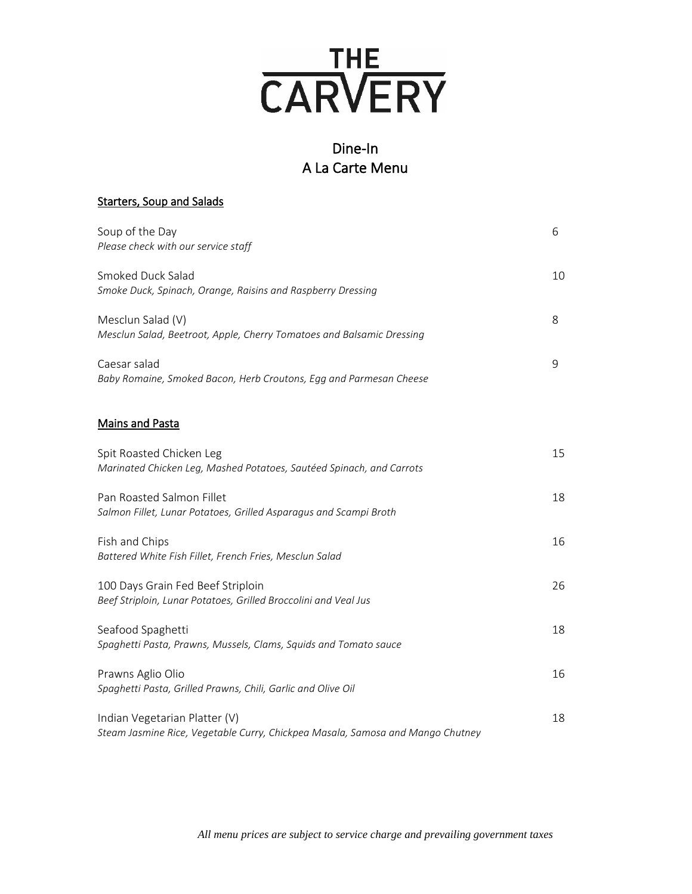# THE CARVERY

## Dine-In
## A La Carte Menu

### Starters, Soup and Salads

Soup of the Day — 6
*Please check with our service staff*

Smoked Duck Salad — 10
*Smoke Duck, Spinach, Orange, Raisins and Raspberry Dressing*

Mesclun Salad (V) — 8
*Mesclun Salad, Beetroot, Apple, Cherry Tomatoes and Balsamic Dressing*

Caesar salad — 9
*Baby Romaine, Smoked Bacon, Herb Croutons, Egg and Parmesan Cheese*

### Mains and Pasta

Spit Roasted Chicken Leg — 15
*Marinated Chicken Leg, Mashed Potatoes, Sautéed Spinach, and Carrots*

Pan Roasted Salmon Fillet — 18
*Salmon Fillet, Lunar Potatoes, Grilled Asparagus and Scampi Broth*

Fish and Chips — 16
*Battered White Fish Fillet, French Fries, Mesclun Salad*

100 Days Grain Fed Beef Striploin — 26
*Beef Striploin, Lunar Potatoes, Grilled Broccolini and Veal Jus*

Seafood Spaghetti — 18
*Spaghetti Pasta, Prawns, Mussels, Clams, Squids and Tomato sauce*

Prawns Aglio Olio — 16
*Spaghetti Pasta, Grilled Prawns, Chili, Garlic and Olive Oil*

Indian Vegetarian Platter (V) — 18
*Steam Jasmine Rice, Vegetable Curry, Chickpea Masala, Samosa and Mango Chutney*

*All menu prices are subject to service charge and prevailing government taxes*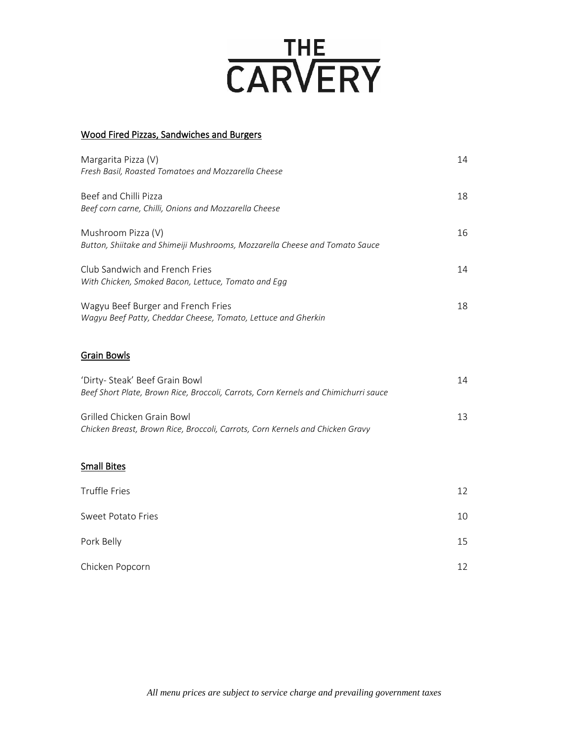# THE CARVERY

## Wood Fired Pizzas, Sandwiches and Burgers

Margarita Pizza (V) — 14
*Fresh Basil, Roasted Tomatoes and Mozzarella Cheese*

Beef and Chilli Pizza — 18
*Beef corn carne, Chilli, Onions and Mozzarella Cheese*

Mushroom Pizza (V) — 16
*Button, Shiitake and Shimeiji Mushrooms, Mozzarella Cheese and Tomato Sauce*

Club Sandwich and French Fries — 14
*With Chicken, Smoked Bacon, Lettuce, Tomato and Egg*

Wagyu Beef Burger and French Fries — 18
*Wagyu Beef Patty, Cheddar Cheese, Tomato, Lettuce and Gherkin*

## Grain Bowls

'Dirty- Steak' Beef Grain Bowl — 14
*Beef Short Plate, Brown Rice, Broccoli, Carrots, Corn Kernels and Chimichurri sauce*

Grilled Chicken Grain Bowl — 13
*Chicken Breast, Brown Rice, Broccoli, Carrots, Corn Kernels and Chicken Gravy*

## Small Bites

Truffle Fries — 12

Sweet Potato Fries — 10

Pork Belly — 15

Chicken Popcorn — 12

*All menu prices are subject to service charge and prevailing government taxes*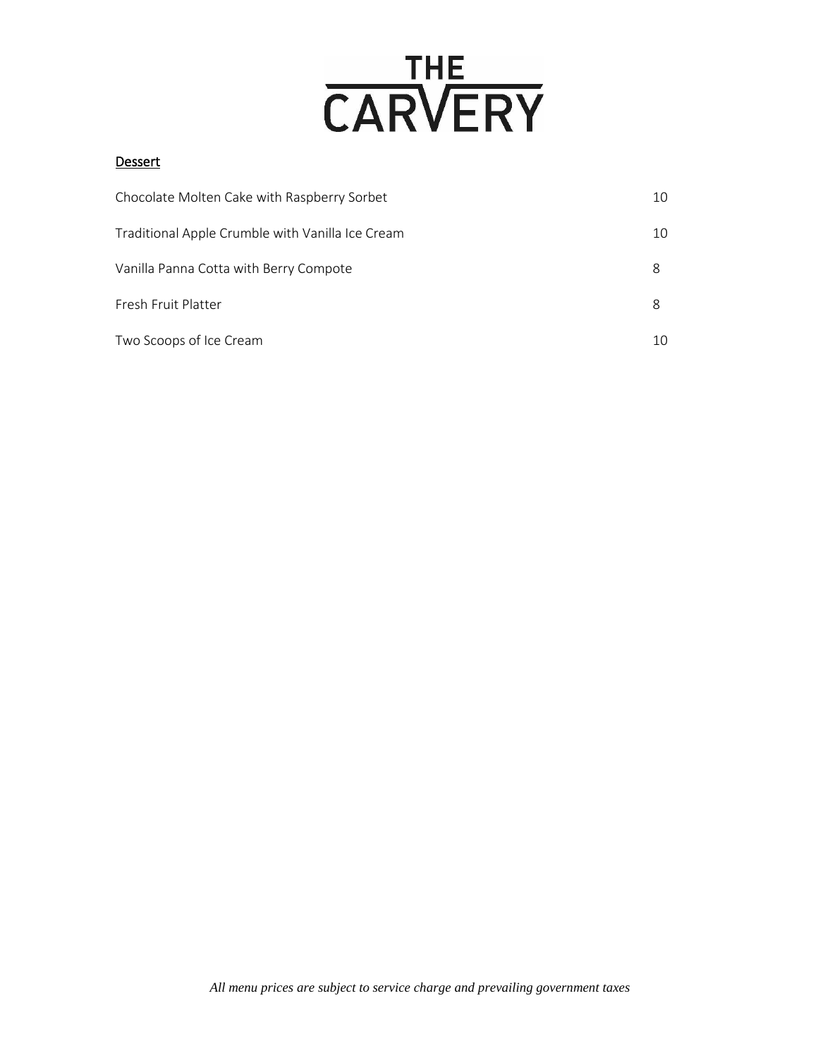# THE CARVERY

## Dessert

| Item | Price |
| --- | --- |
| Chocolate Molten Cake with Raspberry Sorbet | 10 |
| Traditional Apple Crumble with Vanilla Ice Cream | 10 |
| Vanilla Panna Cotta with Berry Compote | 8 |
| Fresh Fruit Platter | 8 |
| Two Scoops of Ice Cream | 10 |

*All menu prices are subject to service charge and prevailing government taxes*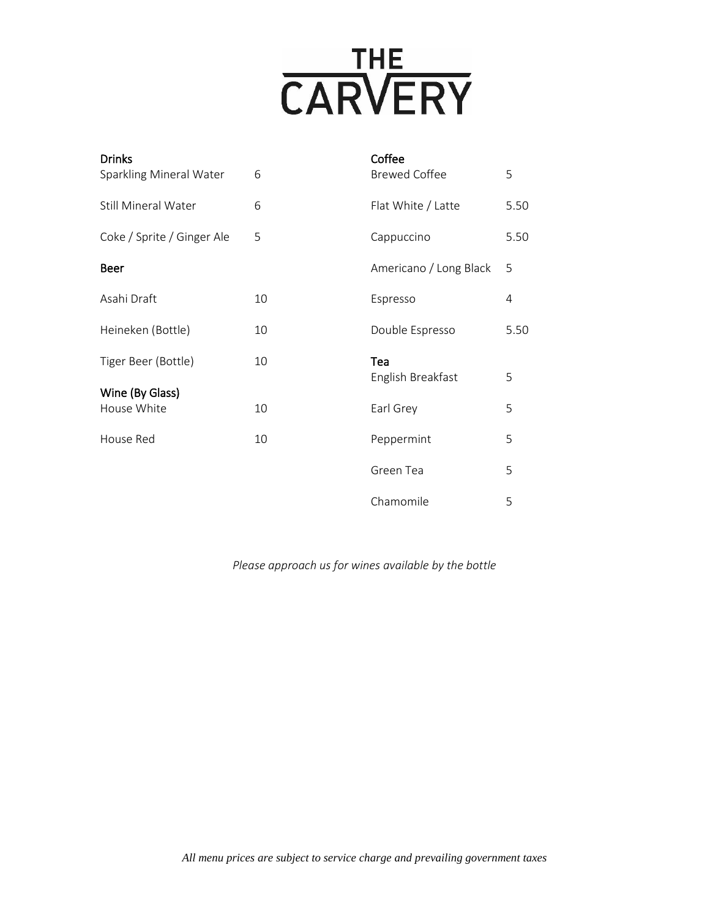# THE CARVERY

## Drinks

| | |
|---|---|
| Sparkling Mineral Water | 6 |
| Still Mineral Water | 6 |
| Coke / Sprite / Ginger Ale | 5 |

## Beer

| | |
|---|---|
| Asahi Draft | 10 |
| Heineken (Bottle) | 10 |
| Tiger Beer (Bottle) | 10 |

## Wine (By Glass)

| | |
|---|---|
| House White | 10 |
| House Red | 10 |

## Coffee

| | |
|---|---|
| Brewed Coffee | 5 |
| Flat White / Latte | 5.50 |
| Cappuccino | 5.50 |
| Americano / Long Black | 5 |
| Espresso | 4 |
| Double Espresso | 5.50 |

## Tea

| | |
|---|---|
| English Breakfast | 5 |
| Earl Grey | 5 |
| Peppermint | 5 |
| Green Tea | 5 |
| Chamomile | 5 |

*Please approach us for wines available by the bottle*

*All menu prices are subject to service charge and prevailing government taxes*